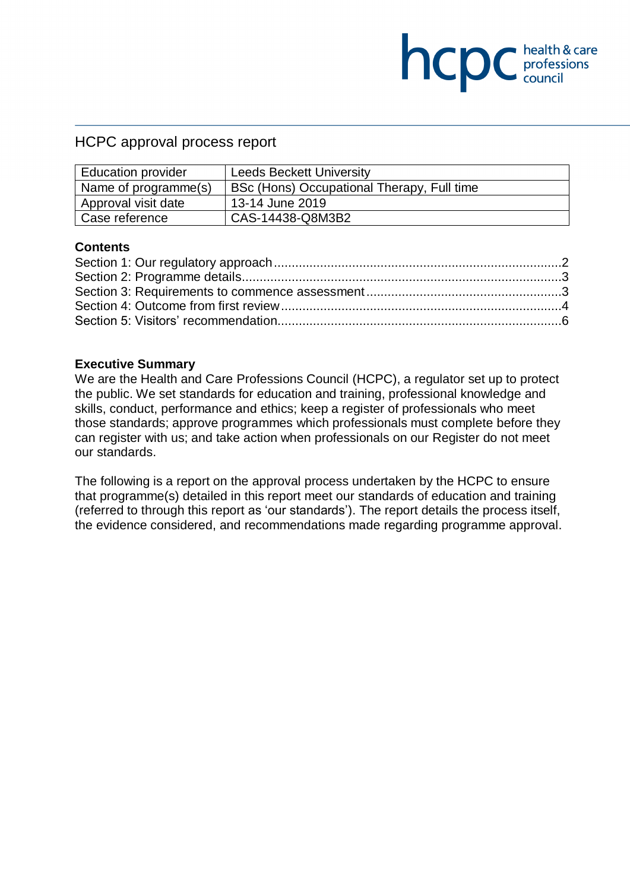# HCPC approval process report

| Education provider | Leeds Beckett University |
|---|---|
| Name of programme(s) | BSc (Hons) Occupational Therapy, Full time |
| Approval visit date | 13-14 June 2019 |
| Case reference | CAS-14438-Q8M3B2 |

## Contents

Section 1: Our regulatory approach .......... 2
Section 2: Programme details .......... 3
Section 3: Requirements to commence assessment .......... 3
Section 4: Outcome from first review .......... 4
Section 5: Visitors' recommendation .......... 6

## Executive Summary

We are the Health and Care Professions Council (HCPC), a regulator set up to protect the public. We set standards for education and training, professional knowledge and skills, conduct, performance and ethics; keep a register of professionals who meet those standards; approve programmes which professionals must complete before they can register with us; and take action when professionals on our Register do not meet our standards.

The following is a report on the approval process undertaken by the HCPC to ensure that programme(s) detailed in this report meet our standards of education and training (referred to through this report as 'our standards'). The report details the process itself, the evidence considered, and recommendations made regarding programme approval.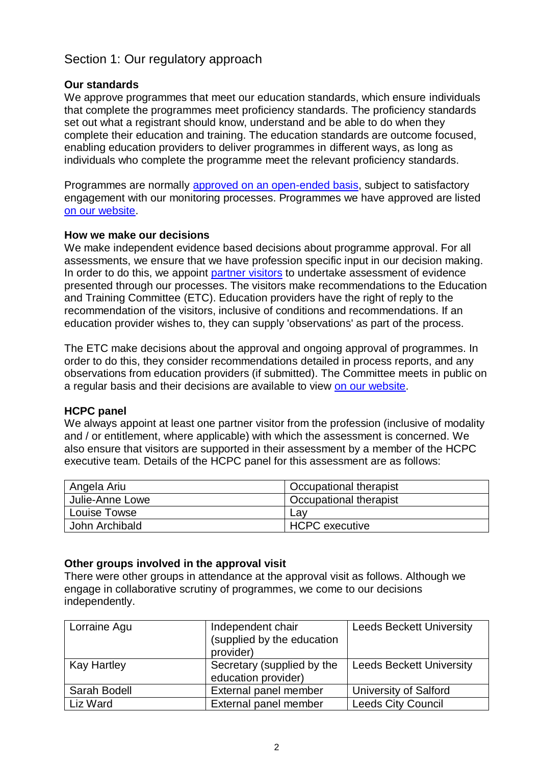## Section 1: Our regulatory approach

### Our standards

We approve programmes that meet our education standards, which ensure individuals that complete the programmes meet proficiency standards. The proficiency standards set out what a registrant should know, understand and be able to do when they complete their education and training. The education standards are outcome focused, enabling education providers to deliver programmes in different ways, as long as individuals who complete the programme meet the relevant proficiency standards.

Programmes are normally [approved on an open-ended basis](), subject to satisfactory engagement with our monitoring processes. Programmes we have approved are listed [on our website]().

### How we make our decisions

We make independent evidence based decisions about programme approval. For all assessments, we ensure that we have profession specific input in our decision making. In order to do this, we appoint [partner visitors]() to undertake assessment of evidence presented through our processes. The visitors make recommendations to the Education and Training Committee (ETC). Education providers have the right of reply to the recommendation of the visitors, inclusive of conditions and recommendations. If an education provider wishes to, they can supply 'observations' as part of the process.

The ETC make decisions about the approval and ongoing approval of programmes. In order to do this, they consider recommendations detailed in process reports, and any observations from education providers (if submitted). The Committee meets in public on a regular basis and their decisions are available to view [on our website]().

### HCPC panel

We always appoint at least one partner visitor from the profession (inclusive of modality and / or entitlement, where applicable) with which the assessment is concerned. We also ensure that visitors are supported in their assessment by a member of the HCPC executive team. Details of the HCPC panel for this assessment are as follows:

| | |
|---|---|
| Angela Ariu | Occupational therapist |
| Julie-Anne Lowe | Occupational therapist |
| Louise Towse | Lay |
| John Archibald | HCPC executive |

### Other groups involved in the approval visit

There were other groups in attendance at the approval visit as follows. Although we engage in collaborative scrutiny of programmes, we come to our decisions independently.

| | | |
|---|---|---|
| Lorraine Agu | Independent chair (supplied by the education provider) | Leeds Beckett University |
| Kay Hartley | Secretary (supplied by the education provider) | Leeds Beckett University |
| Sarah Bodell | External panel member | University of Salford |
| Liz Ward | External panel member | Leeds City Council |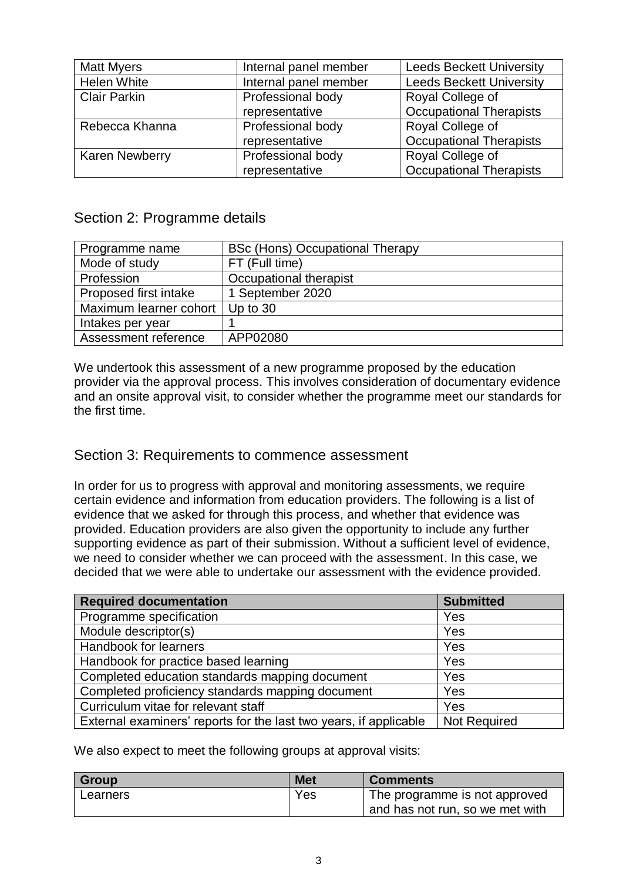| Matt Myers | Internal panel member | Leeds Beckett University |
|---|---|---|
| Helen White | Internal panel member | Leeds Beckett University |
| Clair Parkin | Professional body representative | Royal College of Occupational Therapists |
| Rebecca Khanna | Professional body representative | Royal College of Occupational Therapists |
| Karen Newberry | Professional body representative | Royal College of Occupational Therapists |

## Section 2: Programme details

| Programme name | BSc (Hons) Occupational Therapy |
|---|---|
| Mode of study | FT (Full time) |
| Profession | Occupational therapist |
| Proposed first intake | 1 September 2020 |
| Maximum learner cohort | Up to 30 |
| Intakes per year | 1 |
| Assessment reference | APP02080 |

We undertook this assessment of a new programme proposed by the education provider via the approval process. This involves consideration of documentary evidence and an onsite approval visit, to consider whether the programme meet our standards for the first time.

## Section 3: Requirements to commence assessment

In order for us to progress with approval and monitoring assessments, we require certain evidence and information from education providers. The following is a list of evidence that we asked for through this process, and whether that evidence was provided. Education providers are also given the opportunity to include any further supporting evidence as part of their submission. Without a sufficient level of evidence, we need to consider whether we can proceed with the assessment. In this case, we decided that we were able to undertake our assessment with the evidence provided.

| Required documentation | Submitted |
|---|---|
| Programme specification | Yes |
| Module descriptor(s) | Yes |
| Handbook for learners | Yes |
| Handbook for practice based learning | Yes |
| Completed education standards mapping document | Yes |
| Completed proficiency standards mapping document | Yes |
| Curriculum vitae for relevant staff | Yes |
| External examiners' reports for the last two years, if applicable | Not Required |

We also expect to meet the following groups at approval visits:

| Group | Met | Comments |
|---|---|---|
| Learners | Yes | The programme is not approved and has not run, so we met with |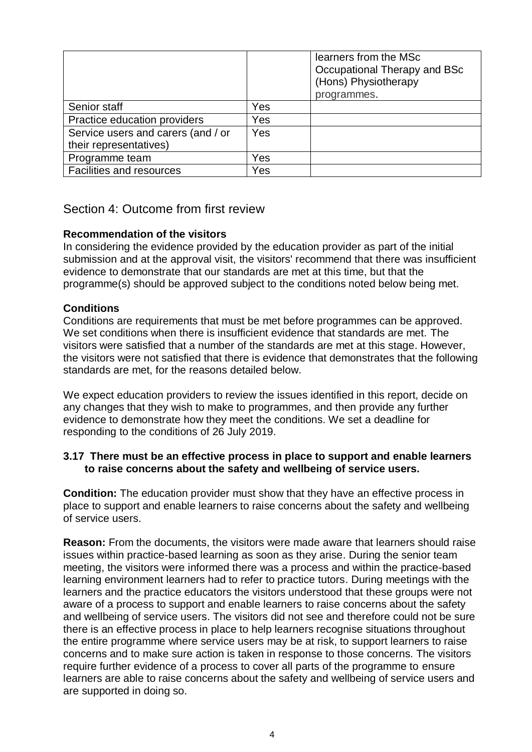| | | |
|---|---|---|
| | | learners from the MSc Occupational Therapy and BSc (Hons) Physiotherapy programmes. |
| Senior staff | Yes | |
| Practice education providers | Yes | |
| Service users and carers (and / or their representatives) | Yes | |
| Programme team | Yes | |
| Facilities and resources | Yes | |

## Section 4: Outcome from first review

**Recommendation of the visitors**

In considering the evidence provided by the education provider as part of the initial submission and at the approval visit, the visitors' recommend that there was insufficient evidence to demonstrate that our standards are met at this time, but that the programme(s) should be approved subject to the conditions noted below being met.

**Conditions**

Conditions are requirements that must be met before programmes can be approved. We set conditions when there is insufficient evidence that standards are met. The visitors were satisfied that a number of the standards are met at this stage. However, the visitors were not satisfied that there is evidence that demonstrates that the following standards are met, for the reasons detailed below.

We expect education providers to review the issues identified in this report, decide on any changes that they wish to make to programmes, and then provide any further evidence to demonstrate how they meet the conditions. We set a deadline for responding to the conditions of 26 July 2019.

**3.17 There must be an effective process in place to support and enable learners to raise concerns about the safety and wellbeing of service users.**

**Condition:** The education provider must show that they have an effective process in place to support and enable learners to raise concerns about the safety and wellbeing of service users.

**Reason:** From the documents, the visitors were made aware that learners should raise issues within practice-based learning as soon as they arise. During the senior team meeting, the visitors were informed there was a process and within the practice-based learning environment learners had to refer to practice tutors. During meetings with the learners and the practice educators the visitors understood that these groups were not aware of a process to support and enable learners to raise concerns about the safety and wellbeing of service users. The visitors did not see and therefore could not be sure there is an effective process in place to help learners recognise situations throughout the entire programme where service users may be at risk, to support learners to raise concerns and to make sure action is taken in response to those concerns. The visitors require further evidence of a process to cover all parts of the programme to ensure learners are able to raise concerns about the safety and wellbeing of service users and are supported in doing so.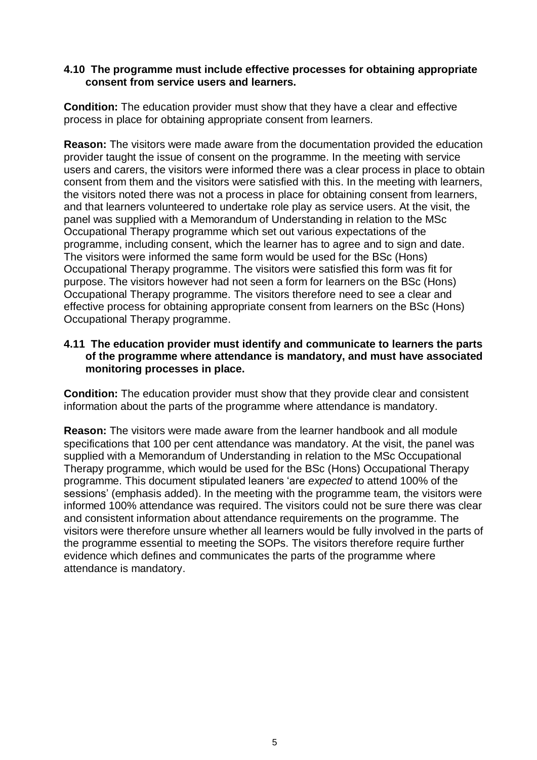**4.10 The programme must include effective processes for obtaining appropriate consent from service users and learners.**

**Condition:** The education provider must show that they have a clear and effective process in place for obtaining appropriate consent from learners.

**Reason:** The visitors were made aware from the documentation provided the education provider taught the issue of consent on the programme. In the meeting with service users and carers, the visitors were informed there was a clear process in place to obtain consent from them and the visitors were satisfied with this. In the meeting with learners, the visitors noted there was not a process in place for obtaining consent from learners, and that learners volunteered to undertake role play as service users. At the visit, the panel was supplied with a Memorandum of Understanding in relation to the MSc Occupational Therapy programme which set out various expectations of the programme, including consent, which the learner has to agree and to sign and date. The visitors were informed the same form would be used for the BSc (Hons) Occupational Therapy programme. The visitors were satisfied this form was fit for purpose. The visitors however had not seen a form for learners on the BSc (Hons) Occupational Therapy programme. The visitors therefore need to see a clear and effective process for obtaining appropriate consent from learners on the BSc (Hons) Occupational Therapy programme.

**4.11 The education provider must identify and communicate to learners the parts of the programme where attendance is mandatory, and must have associated monitoring processes in place.**

**Condition:** The education provider must show that they provide clear and consistent information about the parts of the programme where attendance is mandatory.

**Reason:** The visitors were made aware from the learner handbook and all module specifications that 100 per cent attendance was mandatory. At the visit, the panel was supplied with a Memorandum of Understanding in relation to the MSc Occupational Therapy programme, which would be used for the BSc (Hons) Occupational Therapy programme. This document stipulated leaners 'are *expected* to attend 100% of the sessions' (emphasis added). In the meeting with the programme team, the visitors were informed 100% attendance was required. The visitors could not be sure there was clear and consistent information about attendance requirements on the programme. The visitors were therefore unsure whether all learners would be fully involved in the parts of the programme essential to meeting the SOPs. The visitors therefore require further evidence which defines and communicates the parts of the programme where attendance is mandatory.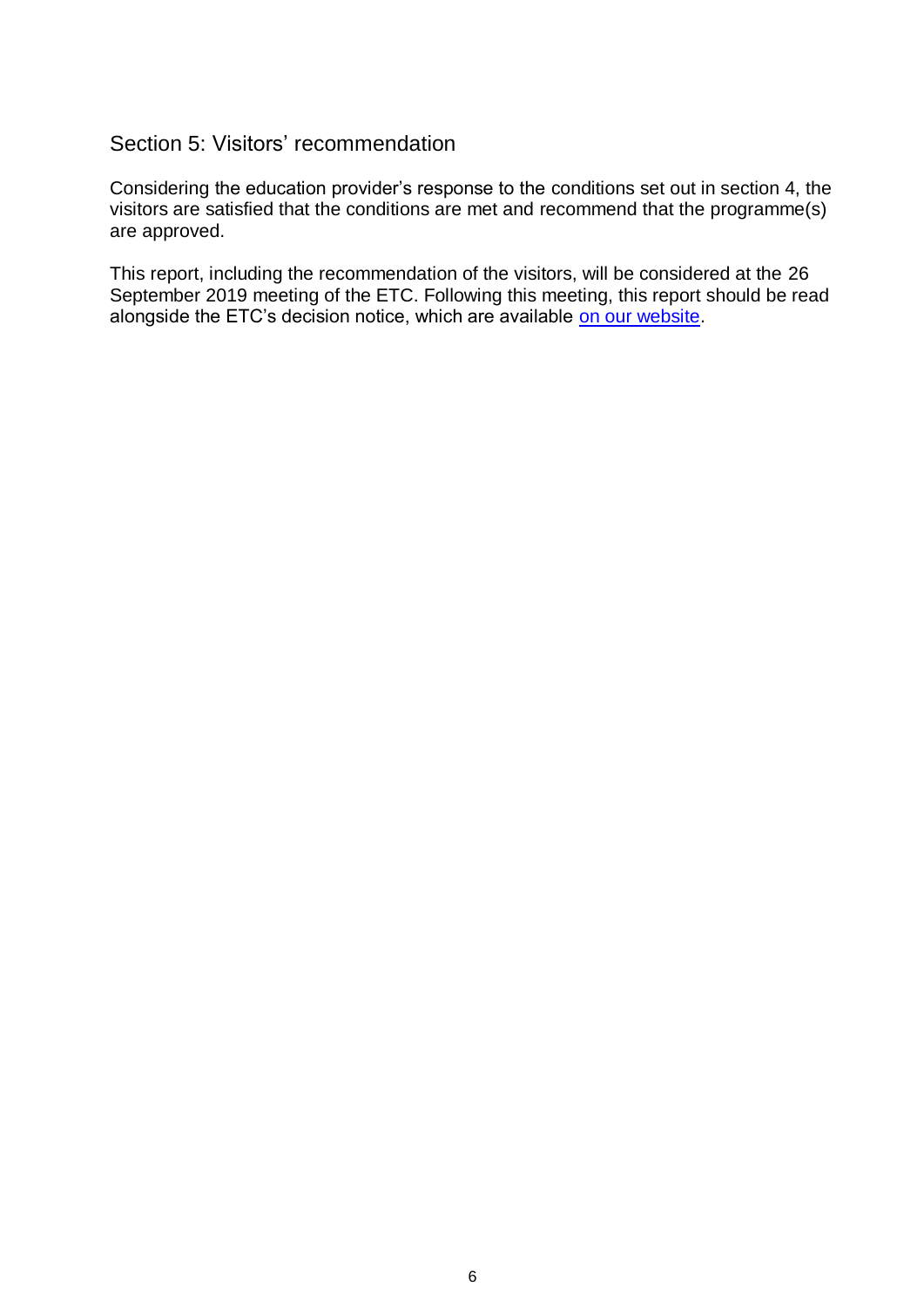## Section 5: Visitors' recommendation

Considering the education provider's response to the conditions set out in section 4, the visitors are satisfied that the conditions are met and recommend that the programme(s) are approved.

This report, including the recommendation of the visitors, will be considered at the 26 September 2019 meeting of the ETC. Following this meeting, this report should be read alongside the ETC's decision notice, which are available on our website.